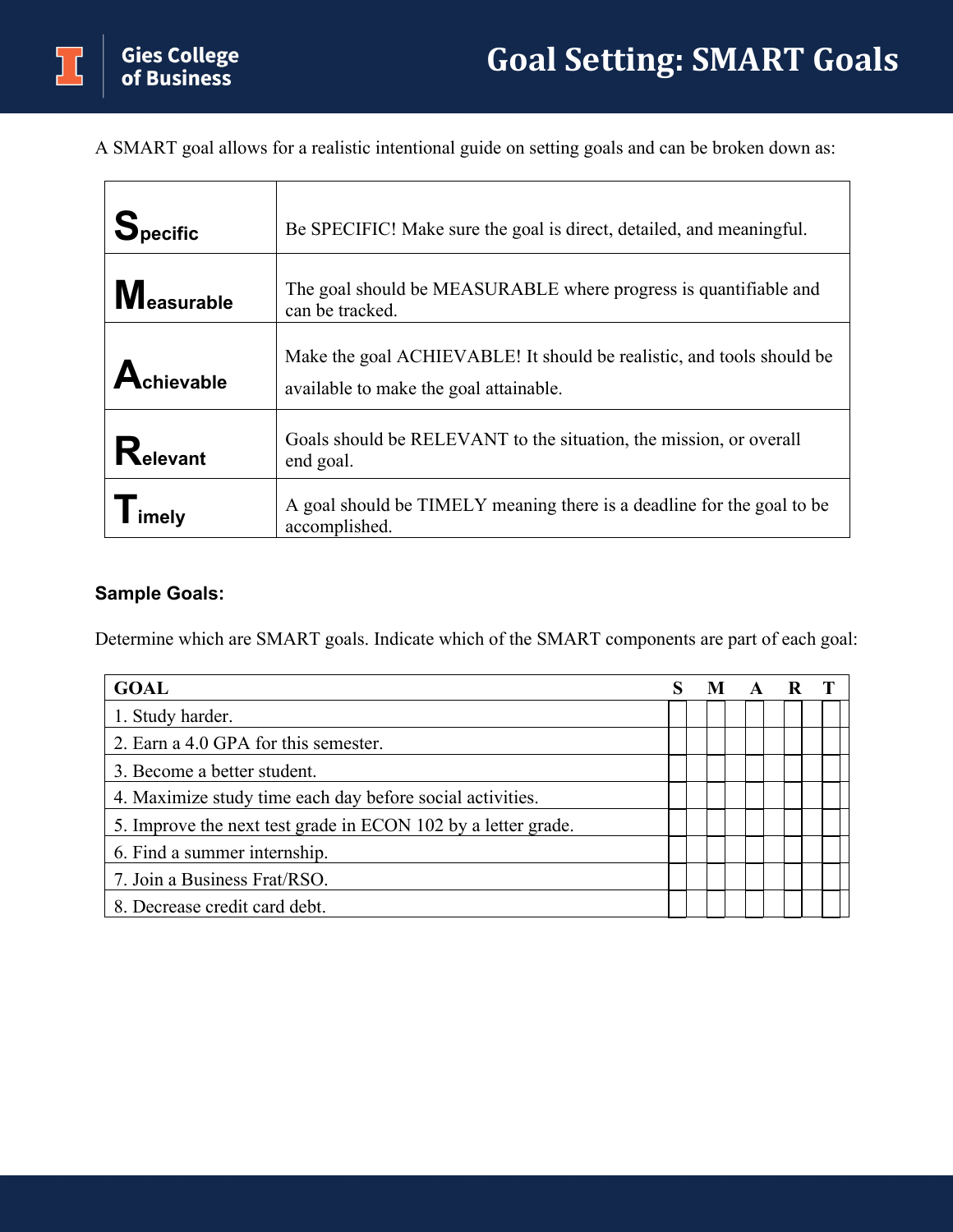# Goal Setting: SMART Goals

A SMART goal allows for a realistic intentional guide on setting goals and can be broken down as:

| | |
|---|---|
| **Specific** | Be SPECIFIC! Make sure the goal is direct, detailed, and meaningful. |
| **Measurable** | The goal should be MEASURABLE where progress is quantifiable and can be tracked. |
| **Achievable** | Make the goal ACHIEVABLE! It should be realistic, and tools should be available to make the goal attainable. |
| **Relevant** | Goals should be RELEVANT to the situation, the mission, or overall end goal. |
| **Timely** | A goal should be TIMELY meaning there is a deadline for the goal to be accomplished. |

### Sample Goals:

Determine which are SMART goals. Indicate which of the SMART components are part of each goal:

| GOAL | S | M | A | R | T |
|---|---|---|---|---|---|
| 1. Study harder. | | | | | |
| 2. Earn a 4.0 GPA for this semester. | | | | | |
| 3. Become a better student. | | | | | |
| 4. Maximize study time each day before social activities. | | | | | |
| 5. Improve the next test grade in ECON 102 by a letter grade. | | | | | |
| 6. Find a summer internship. | | | | | |
| 7. Join a Business Frat/RSO. | | | | | |
| 8. Decrease credit card debt. | | | | | |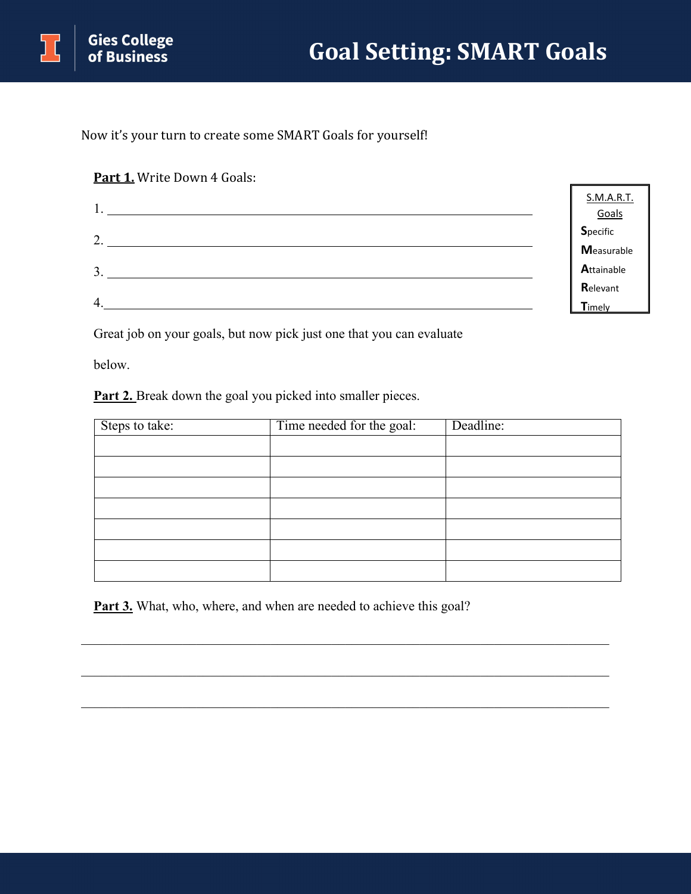# Goal Setting: SMART Goals

Now it's your turn to create some SMART Goals for yourself!

**Part 1.** Write Down 4 Goals:

1. ______________________________________________
2. ______________________________________________
3. ______________________________________________
4. ______________________________________________

S.M.A.R.T. Goals
- **S**pecific
- **M**easurable
- **A**ttainable
- **R**elevant
- **T**imely

Great job on your goals, but now pick just one that you can evaluate below.

**Part 2.** Break down the goal you picked into smaller pieces.

| Steps to take: | Time needed for the goal: | Deadline: |
|---|---|---|
| | | |
| | | |
| | | |
| | | |
| | | |
| | | |
| | | |

**Part 3.** What, who, where, and when are needed to achieve this goal?

______________________________________________

______________________________________________

______________________________________________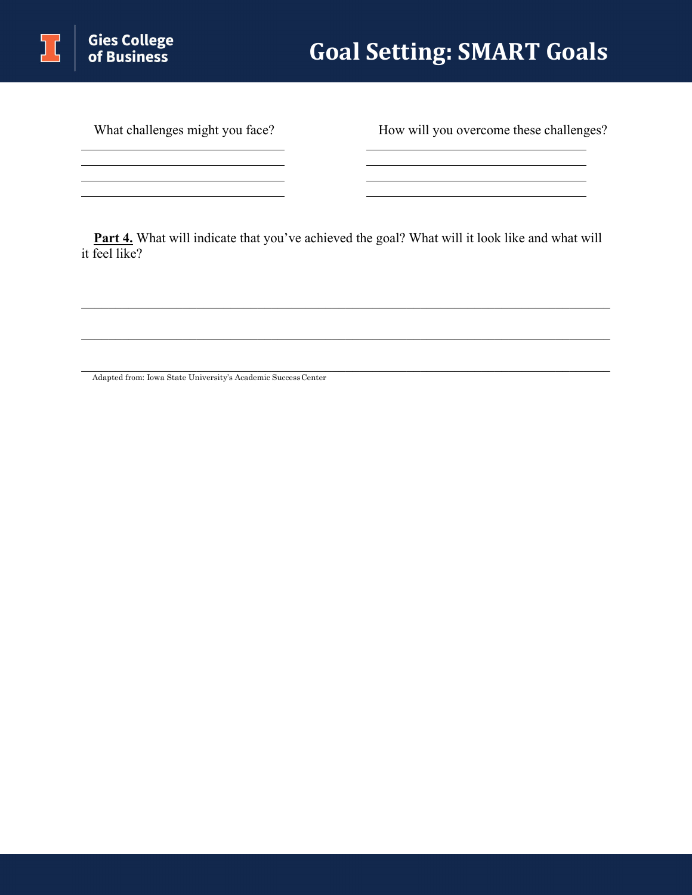What challenges might you face?

\_\_\_\_\_\_\_\_\_\_\_\_\_\_\_\_\_\_\_\_\_\_\_\_\_\_\_\_\_\_\_\_\_\_\_\_

\_\_\_\_\_\_\_\_\_\_\_\_\_\_\_\_\_\_\_\_\_\_\_\_\_\_\_\_\_\_\_\_\_\_\_\_

\_\_\_\_\_\_\_\_\_\_\_\_\_\_\_\_\_\_\_\_\_\_\_\_\_\_\_\_\_\_\_\_\_\_\_\_

\_\_\_\_\_\_\_\_\_\_\_\_\_\_\_\_\_\_\_\_\_\_\_\_\_\_\_\_\_\_\_\_\_\_\_\_

How will you overcome these challenges?

\_\_\_\_\_\_\_\_\_\_\_\_\_\_\_\_\_\_\_\_\_\_\_\_\_\_\_\_\_\_\_\_\_\_\_\_

\_\_\_\_\_\_\_\_\_\_\_\_\_\_\_\_\_\_\_\_\_\_\_\_\_\_\_\_\_\_\_\_\_\_\_\_

\_\_\_\_\_\_\_\_\_\_\_\_\_\_\_\_\_\_\_\_\_\_\_\_\_\_\_\_\_\_\_\_\_\_\_\_

\_\_\_\_\_\_\_\_\_\_\_\_\_\_\_\_\_\_\_\_\_\_\_\_\_\_\_\_\_\_\_\_\_\_\_\_

**Part 4.** What will indicate that you've achieved the goal? What will it look like and what will it feel like?

\_\_\_\_\_\_\_\_\_\_\_\_\_\_\_\_\_\_\_\_\_\_\_\_\_\_\_\_\_\_\_\_\_\_\_\_\_\_\_\_\_\_\_\_\_\_\_\_\_\_\_\_\_\_\_\_\_\_\_\_\_\_\_\_\_\_\_\_\_\_\_\_\_\_\_\_\_\_\_\_\_\_\_\_\_\_

\_\_\_\_\_\_\_\_\_\_\_\_\_\_\_\_\_\_\_\_\_\_\_\_\_\_\_\_\_\_\_\_\_\_\_\_\_\_\_\_\_\_\_\_\_\_\_\_\_\_\_\_\_\_\_\_\_\_\_\_\_\_\_\_\_\_\_\_\_\_\_\_\_\_\_\_\_\_\_\_\_\_\_\_\_\_

\_\_\_\_\_\_\_\_\_\_\_\_\_\_\_\_\_\_\_\_\_\_\_\_\_\_\_\_\_\_\_\_\_\_\_\_\_\_\_\_\_\_\_\_\_\_\_\_\_\_\_\_\_\_\_\_\_\_\_\_\_\_\_\_\_\_\_\_\_\_\_\_\_\_\_\_\_\_\_\_\_\_\_\_\_\_

Adapted from: Iowa State University's Academic Success Center